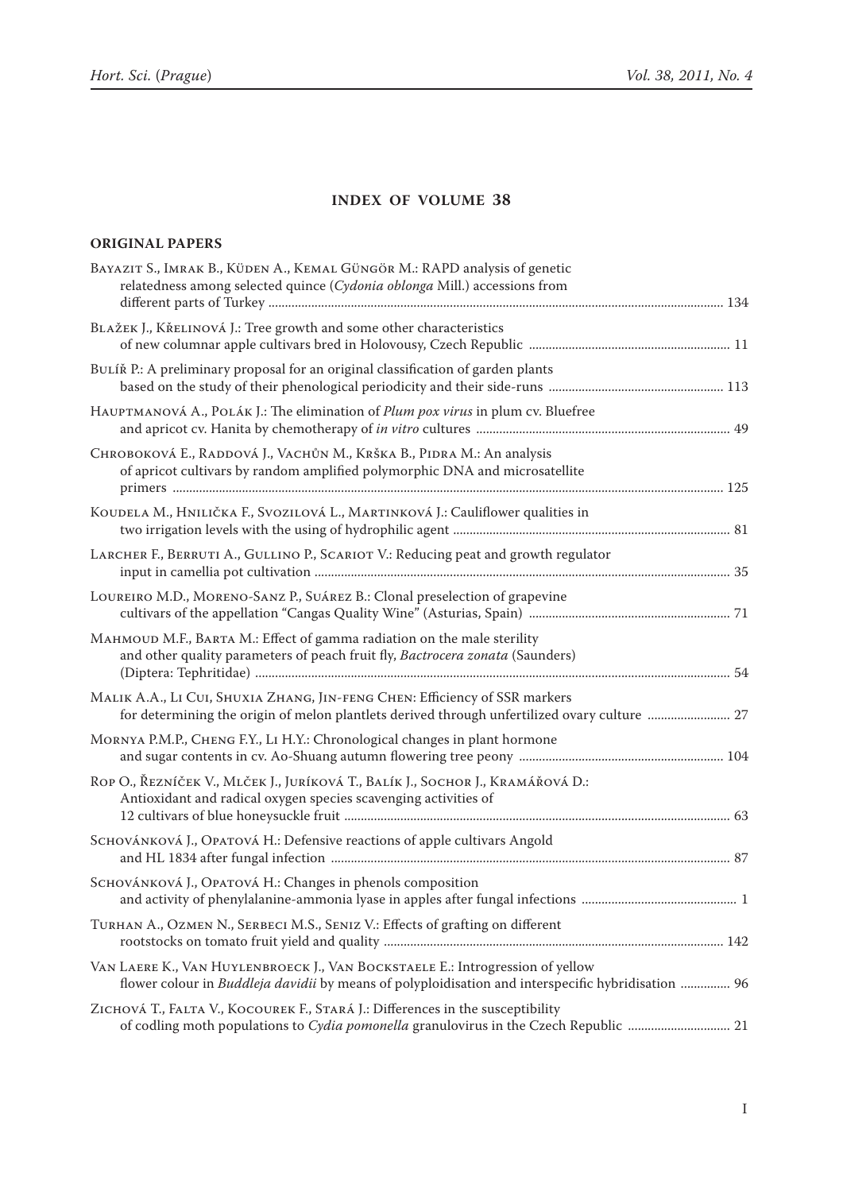## INDEX OF VOLUME 38

### ORIGINAL PAPERS

Bayazit S., Imrak B., Küden A., Kemal Güngör M.: RAPD analysis of genetic relatedness among selected quince (*Cydonia oblonga* Mill.) accessions from different parts of Turkey ..... 134

Blažek J., Křelinová J.: Tree growth and some other characteristics of new columnar apple cultivars bred in Holovousy, Czech Republic ..... 11

Bulíř P.: A preliminary proposal for an original classification of garden plants based on the study of their phenological periodicity and their side-runs ..... 113

Hauptmanová A., Polák J.: The elimination of *Plum pox virus* in plum cv. Bluefree and apricot cv. Hanita by chemotherapy of *in vitro* cultures ..... 49

Chroboková E., Raddová J., Vachůn M., Krška B., Pidra M.: An analysis of apricot cultivars by random amplified polymorphic DNA and microsatellite primers ..... 125

Koudela M., Hnilička F., Svozilová L., Martinková J.: Cauliflower qualities in two irrigation levels with the using of hydrophilic agent ..... 81

Larcher F., Berruti A., Gullino P., Scariot V.: Reducing peat and growth regulator input in camellia pot cultivation ..... 35

Loureiro M.D., Moreno-Sanz P., Suárez B.: Clonal preselection of grapevine cultivars of the appellation "Cangas Quality Wine" (Asturias, Spain) ..... 71

Mahmoud M.F., Barta M.: Effect of gamma radiation on the male sterility and other quality parameters of peach fruit fly, *Bactrocera zonata* (Saunders) (Diptera: Tephritidae) ..... 54

Malik A.A., Li Cui, Shuxia Zhang, Jin-feng Chen: Efficiency of SSR markers for determining the origin of melon plantlets derived through unfertilized ovary culture ..... 27

Mornya P.M.P., Cheng F.Y., Li H.Y.: Chronological changes in plant hormone and sugar contents in cv. Ao-Shuang autumn flowering tree peony ..... 104

Rop O., Řezníček V., Mlček J., Juríková T., Balík J., Sochor J., Kramářová D.: Antioxidant and radical oxygen species scavenging activities of 12 cultivars of blue honeysuckle fruit ..... 63

Schovánková J., Opatová H.: Defensive reactions of apple cultivars Angold and HL 1834 after fungal infection ..... 87

Schovánková J., Opatová H.: Changes in phenols composition and activity of phenylalanine-ammonia lyase in apples after fungal infections ..... 1

Turhan A., Ozmen N., Serbeci M.S., Seniz V.: Effects of grafting on different rootstocks on tomato fruit yield and quality ..... 142

Van Laere K., Van Huylenbroeck J., Van Bockstaele E.: Introgression of yellow flower colour in *Buddleja davidii* by means of polyploidisation and interspecific hybridisation ..... 96

Zichová T., Falta V., Kocourek F., Stará J.: Differences in the susceptibility of codling moth populations to *Cydia pomonella* granulovirus in the Czech Republic ..... 21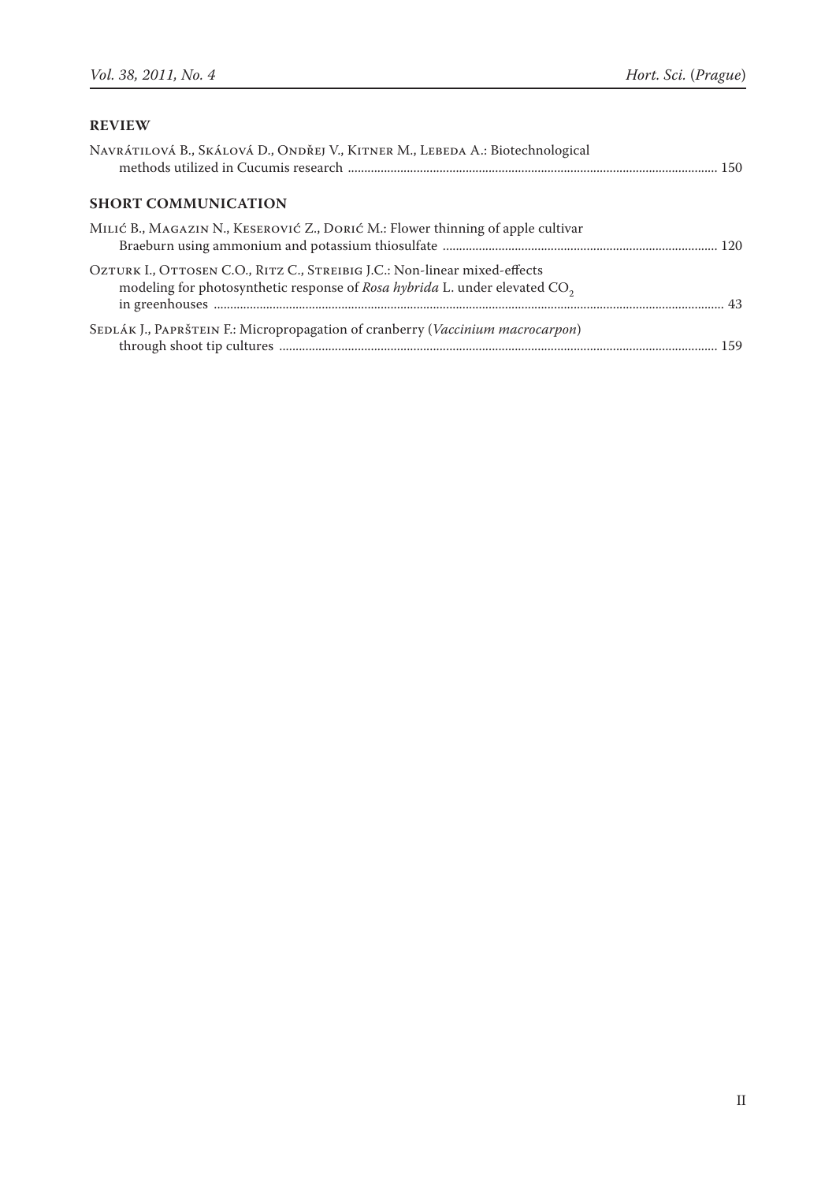## REVIEW

Navrátilová B., Skálová D., Ondřej V., Kitner M., Lebeda A.: Biotechnological methods utilized in Cucumis research ................................................................ 150

## SHORT COMMUNICATION

Milić B., Magazin N., Keserović Z., Dorić M.: Flower thinning of apple cultivar Braeburn using ammonium and potassium thiosulfate ................................................................ 120

Ozturk I., Ottosen C.O., Ritz C., Streibig J.C.: Non-linear mixed-effects modeling for photosynthetic response of *Rosa hybrida* L. under elevated $CO_2$ in greenhouses ................................................................ 43

Sedlák J., Paprštein F.: Micropropagation of cranberry (*Vaccinium macrocarpon*) through shoot tip cultures ................................................................ 159